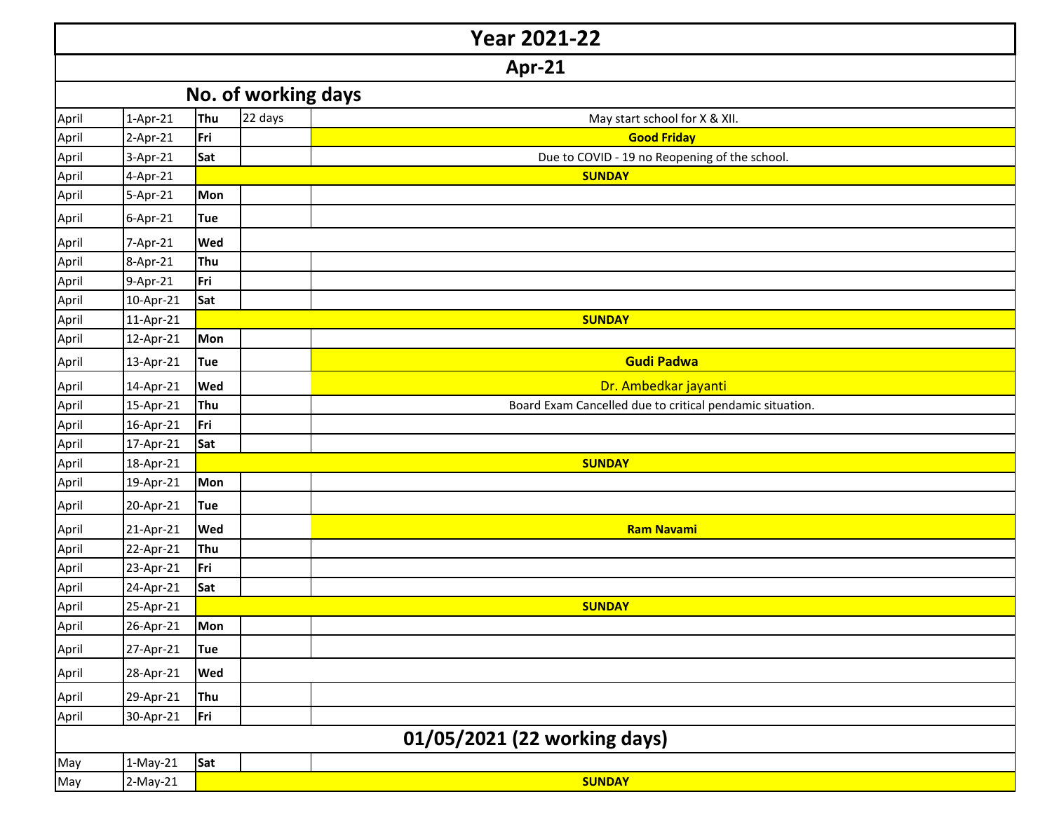# Year 2021-22

## Apr-21

### No. of working days

| | | | | |
|---|---|---|---|---|
| April | 1-Apr-21 | **Thu** | 22 days | May start school for X & XII. |
| April | 2-Apr-21 | **Fri** | | **Good Friday** |
| April | 3-Apr-21 | **Sat** | | Due to COVID - 19 no Reopening of the school. |
| April | 4-Apr-21 | **SUNDAY** | | |
| April | 5-Apr-21 | **Mon** | | |
| April | 6-Apr-21 | **Tue** | | |
| April | 7-Apr-21 | **Wed** | | |
| April | 8-Apr-21 | **Thu** | | |
| April | 9-Apr-21 | **Fri** | | |
| April | 10-Apr-21 | **Sat** | | |
| April | 11-Apr-21 | **SUNDAY** | | |
| April | 12-Apr-21 | **Mon** | | |
| April | 13-Apr-21 | **Tue** | | **Gudi Padwa** |
| April | 14-Apr-21 | **Wed** | | Dr. Ambedkar jayanti |
| April | 15-Apr-21 | **Thu** | | Board Exam Cancelled due to critical pendamic situation. |
| April | 16-Apr-21 | **Fri** | | |
| April | 17-Apr-21 | **Sat** | | |
| April | 18-Apr-21 | **SUNDAY** | | |
| April | 19-Apr-21 | **Mon** | | |
| April | 20-Apr-21 | **Tue** | | |
| April | 21-Apr-21 | **Wed** | | **Ram Navami** |
| April | 22-Apr-21 | **Thu** | | |
| April | 23-Apr-21 | **Fri** | | |
| April | 24-Apr-21 | **Sat** | | |
| April | 25-Apr-21 | **SUNDAY** | | |
| April | 26-Apr-21 | **Mon** | | |
| April | 27-Apr-21 | **Tue** | | |
| April | 28-Apr-21 | **Wed** | | |
| April | 29-Apr-21 | **Thu** | | |
| April | 30-Apr-21 | **Fri** | | |
| **01/05/2021 (22 working days)** | | | | |
| May | 1-May-21 | **Sat** | | |
| May | 2-May-21 | **SUNDAY** | | |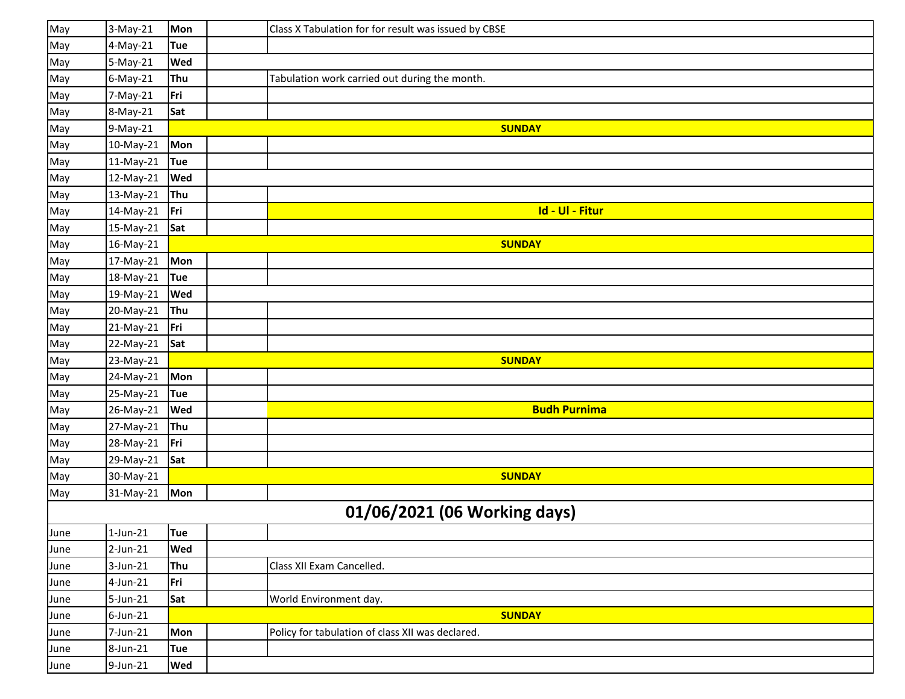| | | | | |
|---|---|---|---|---|
| May | 3-May-21 | Mon | | Class X Tabulation for for result was issued by CBSE |
| May | 4-May-21 | Tue | | |
| May | 5-May-21 | Wed | | |
| May | 6-May-21 | Thu | | Tabulation work carried out during the month. |
| May | 7-May-21 | Fri | | |
| May | 8-May-21 | Sat | | |
| May | 9-May-21 | **SUNDAY** | | |
| May | 10-May-21 | Mon | | |
| May | 11-May-21 | Tue | | |
| May | 12-May-21 | Wed | | |
| May | 13-May-21 | Thu | | |
| May | 14-May-21 | Fri | | **Id - Ul - Fitur** |
| May | 15-May-21 | Sat | | |
| May | 16-May-21 | **SUNDAY** | | |
| May | 17-May-21 | Mon | | |
| May | 18-May-21 | Tue | | |
| May | 19-May-21 | Wed | | |
| May | 20-May-21 | Thu | | |
| May | 21-May-21 | Fri | | |
| May | 22-May-21 | Sat | | |
| May | 23-May-21 | **SUNDAY** | | |
| May | 24-May-21 | Mon | | |
| May | 25-May-21 | Tue | | |
| May | 26-May-21 | Wed | | **Budh Purnima** |
| May | 27-May-21 | Thu | | |
| May | 28-May-21 | Fri | | |
| May | 29-May-21 | Sat | | |
| May | 30-May-21 | **SUNDAY** | | |
| May | 31-May-21 | Mon | | |
| **01/06/2021 (06 Working days)** | | | | |
| June | 1-Jun-21 | Tue | | |
| June | 2-Jun-21 | Wed | | |
| June | 3-Jun-21 | Thu | | Class XII Exam Cancelled. |
| June | 4-Jun-21 | Fri | | |
| June | 5-Jun-21 | Sat | | World Environment day. |
| June | 6-Jun-21 | **SUNDAY** | | |
| June | 7-Jun-21 | Mon | | Policy for tabulation of class XII was declared. |
| June | 8-Jun-21 | Tue | | |
| June | 9-Jun-21 | Wed | | |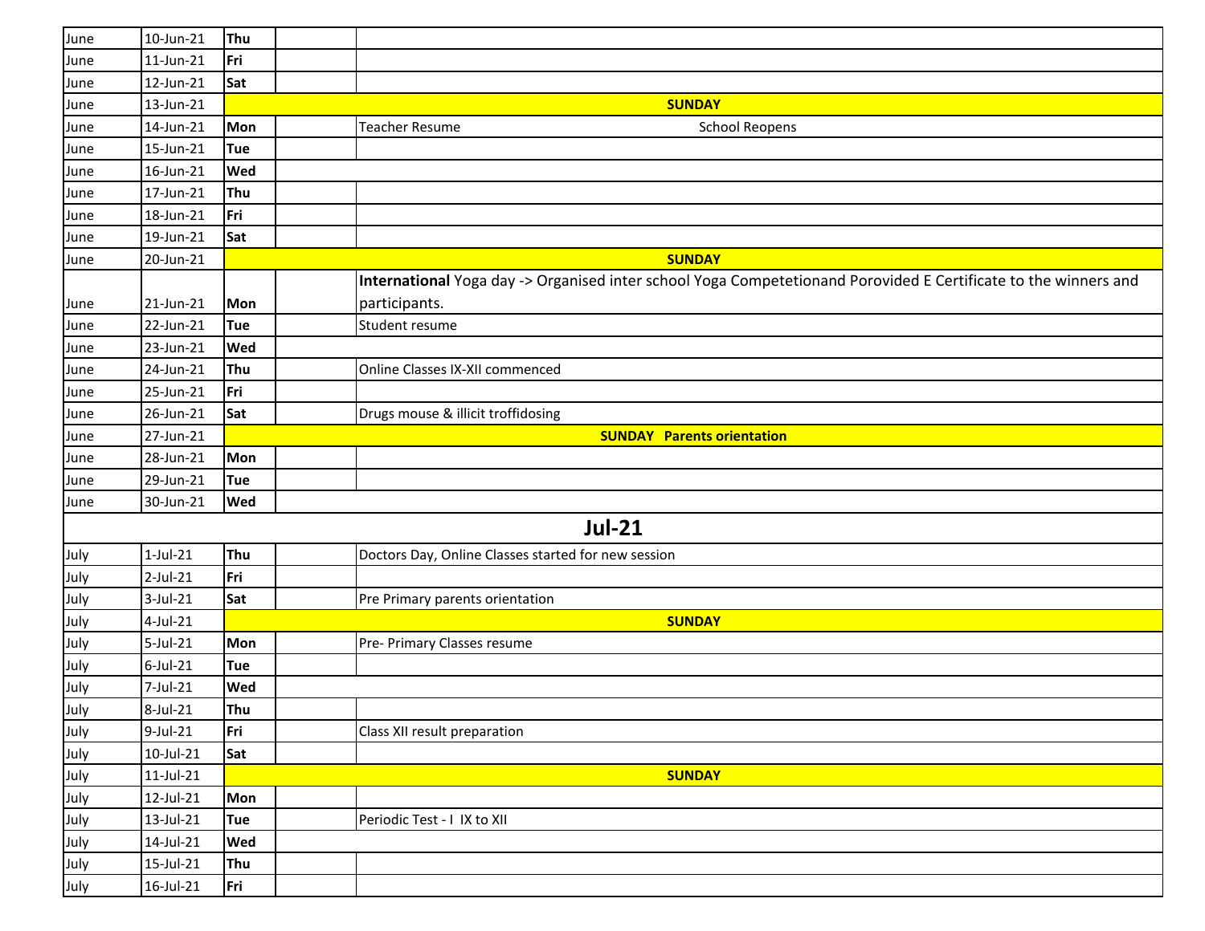| | | | | |
|---|---|---|---|---|
| June | 10-Jun-21 | **Thu** | | |
| June | 11-Jun-21 | **Fri** | | |
| June | 12-Jun-21 | **Sat** | | |
| June | 13-Jun-21 | **SUNDAY** | | |
| June | 14-Jun-21 | **Mon** | | Teacher Resume School Reopens |
| June | 15-Jun-21 | **Tue** | | |
| June | 16-Jun-21 | **Wed** | | |
| June | 17-Jun-21 | **Thu** | | |
| June | 18-Jun-21 | **Fri** | | |
| June | 19-Jun-21 | **Sat** | | |
| June | 20-Jun-21 | **SUNDAY** | | |
| June | 21-Jun-21 | **Mon** | | **International** Yoga day -> Organised inter school Yoga Competetionand Porovided E Certificate to the winners and participants. |
| June | 22-Jun-21 | **Tue** | | Student resume |
| June | 23-Jun-21 | **Wed** | | |
| June | 24-Jun-21 | **Thu** | | Online Classes IX-XII commenced |
| June | 25-Jun-21 | **Fri** | | |
| June | 26-Jun-21 | **Sat** | | Drugs mouse & illicit troffidosing |
| June | 27-Jun-21 | **SUNDAY Parents orientation** | | |
| June | 28-Jun-21 | **Mon** | | |
| June | 29-Jun-21 | **Tue** | | |
| June | 30-Jun-21 | **Wed** | | |
| **Jul-21** | | | | |
| July | 1-Jul-21 | **Thu** | | Doctors Day, Online Classes started for new session |
| July | 2-Jul-21 | **Fri** | | |
| July | 3-Jul-21 | **Sat** | | Pre Primary parents orientation |
| July | 4-Jul-21 | **SUNDAY** | | |
| July | 5-Jul-21 | **Mon** | | Pre- Primary Classes resume |
| July | 6-Jul-21 | **Tue** | | |
| July | 7-Jul-21 | **Wed** | | |
| July | 8-Jul-21 | **Thu** | | |
| July | 9-Jul-21 | **Fri** | | Class XII result preparation |
| July | 10-Jul-21 | **Sat** | | |
| July | 11-Jul-21 | **SUNDAY** | | |
| July | 12-Jul-21 | **Mon** | | |
| July | 13-Jul-21 | **Tue** | | Periodic Test - I IX to XII |
| July | 14-Jul-21 | **Wed** | | |
| July | 15-Jul-21 | **Thu** | | |
| July | 16-Jul-21 | **Fri** | | |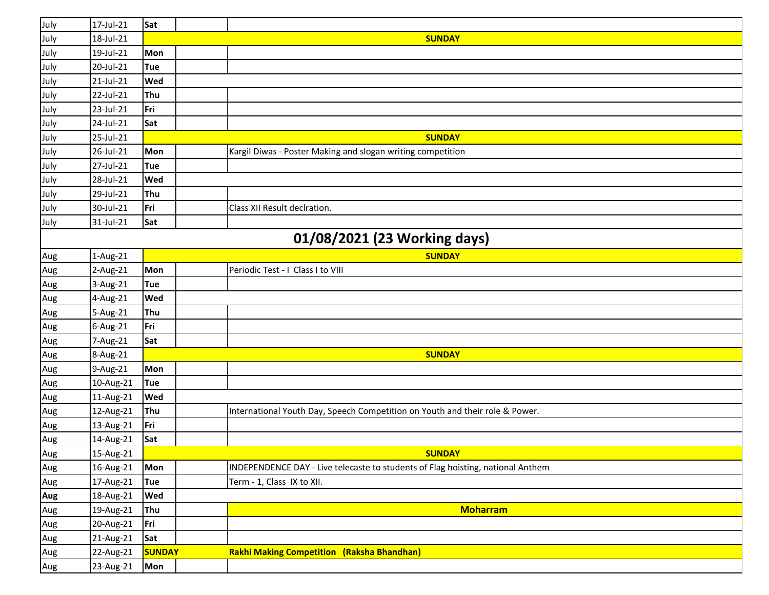| | | | | |
|---|---|---|---|---|
| July | 17-Jul-21 | **Sat** | | |
| July | 18-Jul-21 | | | **SUNDAY** |
| July | 19-Jul-21 | **Mon** | | |
| July | 20-Jul-21 | **Tue** | | |
| July | 21-Jul-21 | **Wed** | | |
| July | 22-Jul-21 | **Thu** | | |
| July | 23-Jul-21 | **Fri** | | |
| July | 24-Jul-21 | **Sat** | | |
| July | 25-Jul-21 | | | **SUNDAY** |
| July | 26-Jul-21 | **Mon** | | Kargil Diwas - Poster Making and slogan writing competition |
| July | 27-Jul-21 | **Tue** | | |
| July | 28-Jul-21 | **Wed** | | |
| July | 29-Jul-21 | **Thu** | | |
| July | 30-Jul-21 | **Fri** | | Class XII Result declration. |
| July | 31-Jul-21 | **Sat** | | |
| **01/08/2021 (23 Working days)** | | | | |
| Aug | 1-Aug-21 | | | **SUNDAY** |
| Aug | 2-Aug-21 | **Mon** | | Periodic Test - I Class I to VIII |
| Aug | 3-Aug-21 | **Tue** | | |
| Aug | 4-Aug-21 | **Wed** | | |
| Aug | 5-Aug-21 | **Thu** | | |
| Aug | 6-Aug-21 | **Fri** | | |
| Aug | 7-Aug-21 | **Sat** | | |
| Aug | 8-Aug-21 | | | **SUNDAY** |
| Aug | 9-Aug-21 | **Mon** | | |
| Aug | 10-Aug-21 | **Tue** | | |
| Aug | 11-Aug-21 | **Wed** | | |
| Aug | 12-Aug-21 | **Thu** | | International Youth Day, Speech Competition on Youth and their role & Power. |
| Aug | 13-Aug-21 | **Fri** | | |
| Aug | 14-Aug-21 | **Sat** | | |
| Aug | 15-Aug-21 | | | **SUNDAY** |
| Aug | 16-Aug-21 | **Mon** | | INDEPENDENCE DAY - Live telecaste to students of Flag hoisting, national Anthem |
| Aug | 17-Aug-21 | **Tue** | | Term - 1, Class IX to XII. |
| **Aug** | 18-Aug-21 | **Wed** | | |
| Aug | 19-Aug-21 | **Thu** | | **Moharram** |
| Aug | 20-Aug-21 | **Fri** | | |
| Aug | 21-Aug-21 | **Sat** | | |
| Aug | 22-Aug-21 | **SUNDAY** | | **Rakhi Making Competition (Raksha Bhandhan)** |
| Aug | 23-Aug-21 | **Mon** | | |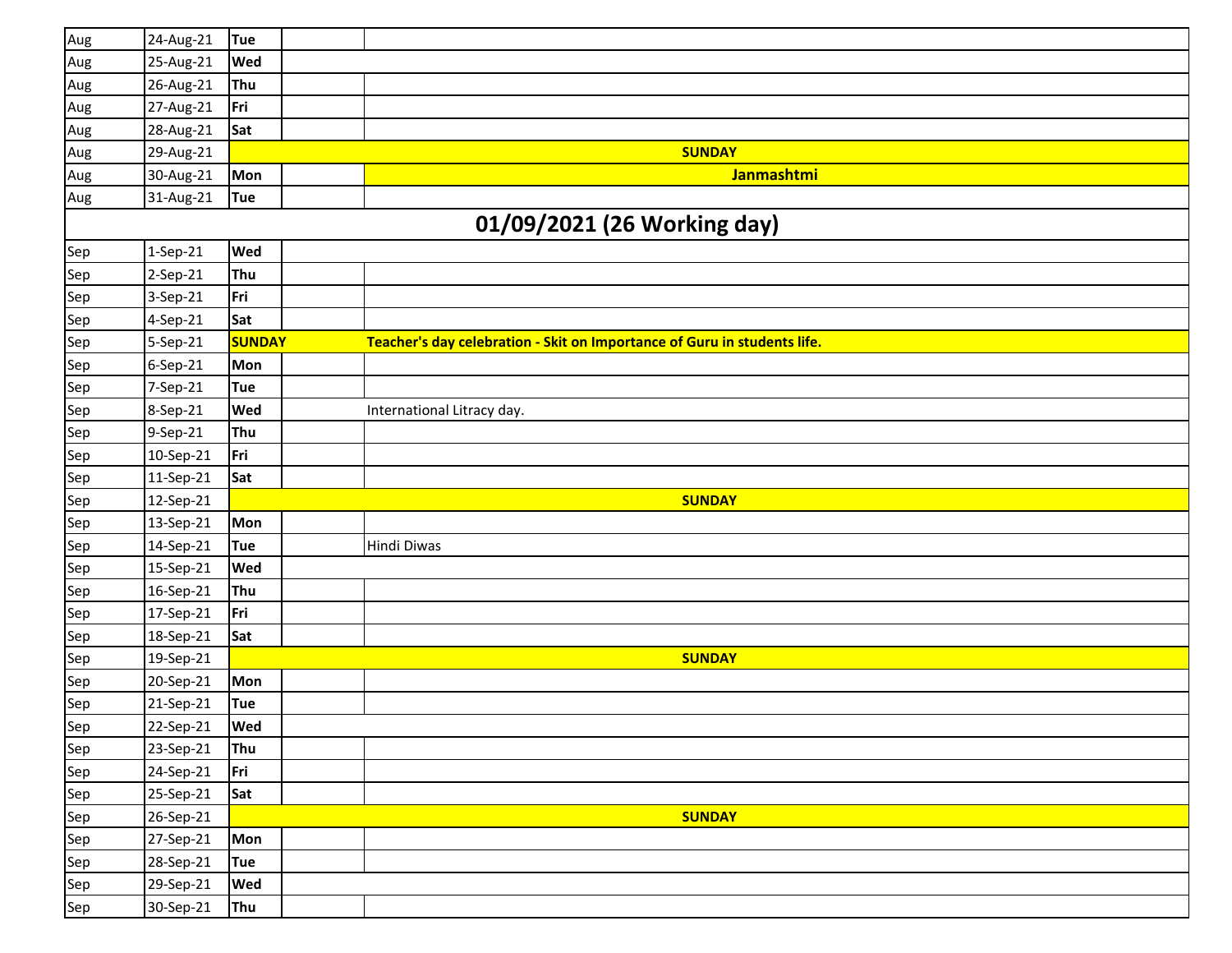| | | | | |
|---|---|---|---|---|
| Aug | 24-Aug-21 | Tue | | |
| Aug | 25-Aug-21 | Wed | | |
| Aug | 26-Aug-21 | Thu | | |
| Aug | 27-Aug-21 | Fri | | |
| Aug | 28-Aug-21 | Sat | | |
| Aug | 29-Aug-21 | | | **SUNDAY** |
| Aug | 30-Aug-21 | Mon | | **Janmashtmi** |
| Aug | 31-Aug-21 | Tue | | |
| | | | | **01/09/2021 (26 Working day)** |
| Sep | 1-Sep-21 | Wed | | |
| Sep | 2-Sep-21 | Thu | | |
| Sep | 3-Sep-21 | Fri | | |
| Sep | 4-Sep-21 | Sat | | |
| Sep | 5-Sep-21 | SUNDAY | | **Teacher's day celebration - Skit on Importance of Guru in students life.** |
| Sep | 6-Sep-21 | Mon | | |
| Sep | 7-Sep-21 | Tue | | |
| Sep | 8-Sep-21 | Wed | | International Litracy day. |
| Sep | 9-Sep-21 | Thu | | |
| Sep | 10-Sep-21 | Fri | | |
| Sep | 11-Sep-21 | Sat | | |
| Sep | 12-Sep-21 | | | **SUNDAY** |
| Sep | 13-Sep-21 | Mon | | |
| Sep | 14-Sep-21 | Tue | | Hindi Diwas |
| Sep | 15-Sep-21 | Wed | | |
| Sep | 16-Sep-21 | Thu | | |
| Sep | 17-Sep-21 | Fri | | |
| Sep | 18-Sep-21 | Sat | | |
| Sep | 19-Sep-21 | | | **SUNDAY** |
| Sep | 20-Sep-21 | Mon | | |
| Sep | 21-Sep-21 | Tue | | |
| Sep | 22-Sep-21 | Wed | | |
| Sep | 23-Sep-21 | Thu | | |
| Sep | 24-Sep-21 | Fri | | |
| Sep | 25-Sep-21 | Sat | | |
| Sep | 26-Sep-21 | | | **SUNDAY** |
| Sep | 27-Sep-21 | Mon | | |
| Sep | 28-Sep-21 | Tue | | |
| Sep | 29-Sep-21 | Wed | | |
| Sep | 30-Sep-21 | Thu | | |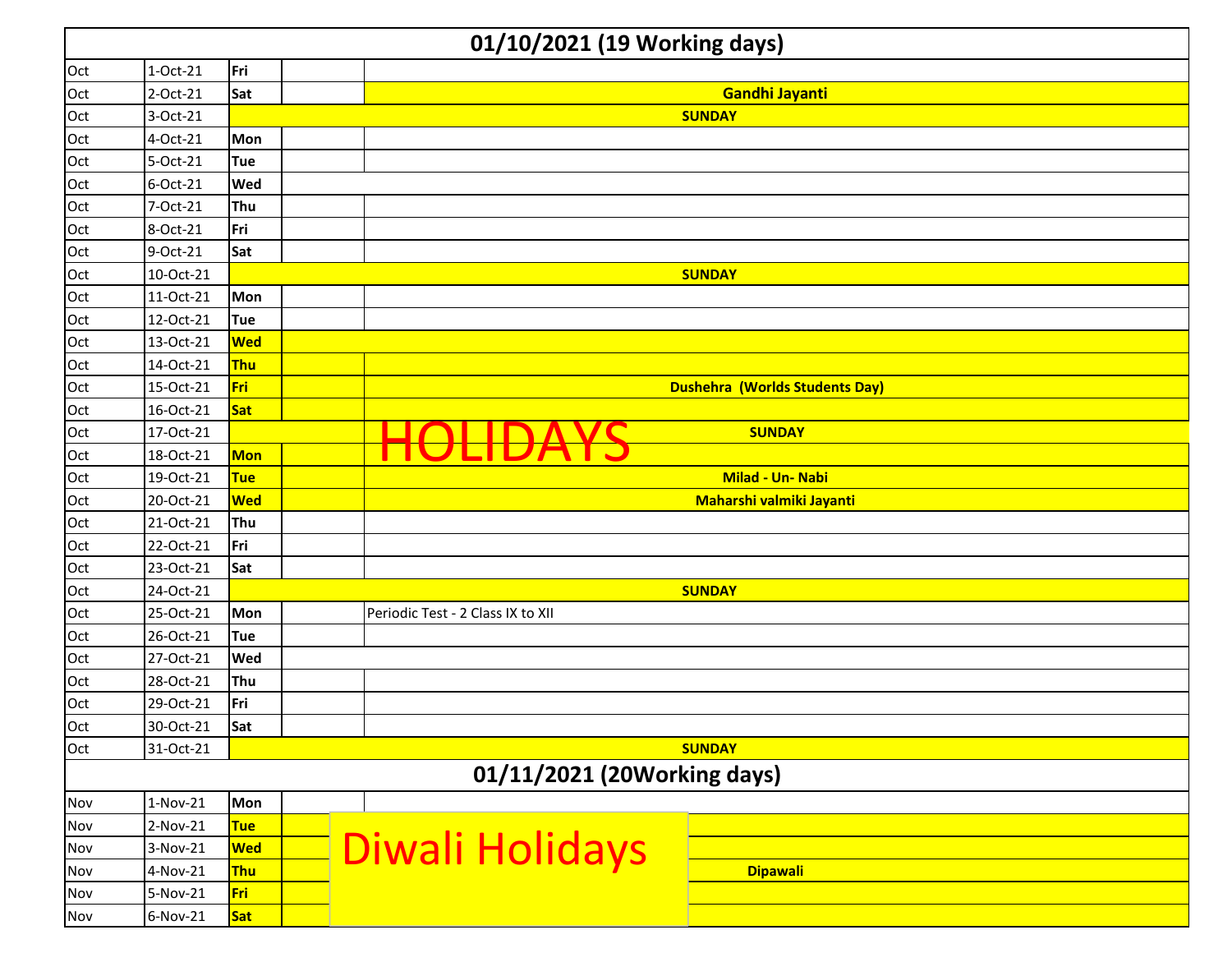| 01/10/2021 (19 Working days) | | | | |
|---|---|---|---|---|
| Oct | 1-Oct-21 | Fri | | |
| Oct | 2-Oct-21 | Sat | | **Gandhi Jayanti** |
| Oct | 3-Oct-21 | | | **SUNDAY** |
| Oct | 4-Oct-21 | Mon | | |
| Oct | 5-Oct-21 | Tue | | |
| Oct | 6-Oct-21 | Wed | | |
| Oct | 7-Oct-21 | Thu | | |
| Oct | 8-Oct-21 | Fri | | |
| Oct | 9-Oct-21 | Sat | | |
| Oct | 10-Oct-21 | | | **SUNDAY** |
| Oct | 11-Oct-21 | Mon | | |
| Oct | 12-Oct-21 | Tue | | |
| Oct | 13-Oct-21 | Wed | | HOLIDAYS |
| Oct | 14-Oct-21 | Thu | | |
| Oct | 15-Oct-21 | Fri | | **Dushehra (Worlds Students Day)** |
| Oct | 16-Oct-21 | Sat | | |
| Oct | 17-Oct-21 | | | **SUNDAY** |
| Oct | 18-Oct-21 | Mon | | |
| Oct | 19-Oct-21 | Tue | | **Milad - Un- Nabi** |
| Oct | 20-Oct-21 | Wed | | **Maharshi valmiki Jayanti** |
| Oct | 21-Oct-21 | Thu | | |
| Oct | 22-Oct-21 | Fri | | |
| Oct | 23-Oct-21 | Sat | | |
| Oct | 24-Oct-21 | | | **SUNDAY** |
| Oct | 25-Oct-21 | Mon | | Periodic Test - 2 Class IX to XII |
| Oct | 26-Oct-21 | Tue | | |
| Oct | 27-Oct-21 | Wed | | |
| Oct | 28-Oct-21 | Thu | | |
| Oct | 29-Oct-21 | Fri | | |
| Oct | 30-Oct-21 | Sat | | |
| Oct | 31-Oct-21 | | | **SUNDAY** |
| **01/11/2021 (20Working days)** | | | | |
| Nov | 1-Nov-21 | Mon | | |
| Nov | 2-Nov-21 | Tue | | Diwali Holidays |
| Nov | 3-Nov-21 | Wed | | |
| Nov | 4-Nov-21 | Thu | | **Dipawali** |
| Nov | 5-Nov-21 | Fri | | |
| Nov | 6-Nov-21 | Sat | | |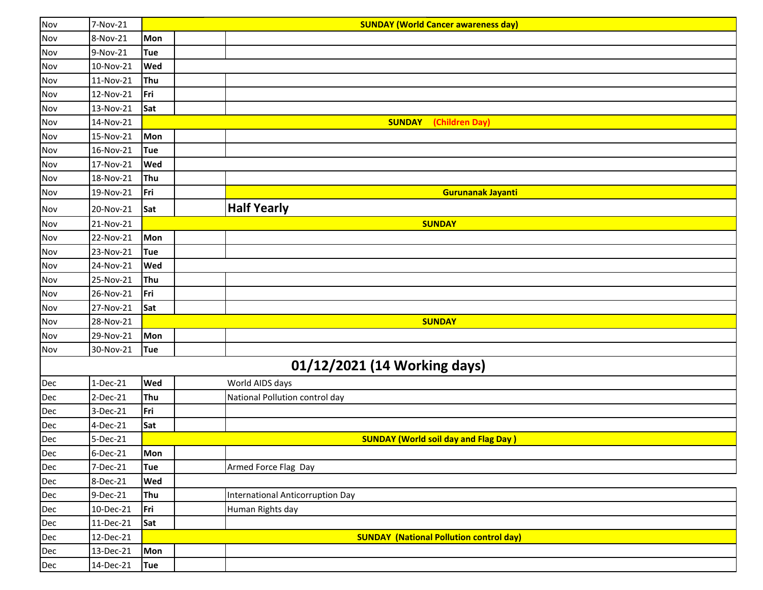| Nov | 7-Nov-21 | SUNDAY (World Cancer awareness day) | | |
|---|---|---|---|---|
| Nov | 8-Nov-21 | Mon | | |
| Nov | 9-Nov-21 | Tue | | |
| Nov | 10-Nov-21 | Wed | | |
| Nov | 11-Nov-21 | Thu | | |
| Nov | 12-Nov-21 | Fri | | |
| Nov | 13-Nov-21 | Sat | | |
| Nov | 14-Nov-21 | SUNDAY (Children Day) | | |
| Nov | 15-Nov-21 | Mon | | |
| Nov | 16-Nov-21 | Tue | | |
| Nov | 17-Nov-21 | Wed | | |
| Nov | 18-Nov-21 | Thu | | |
| Nov | 19-Nov-21 | Fri | | Gurunanak Jayanti |
| Nov | 20-Nov-21 | Sat | | **Half Yearly** |
| Nov | 21-Nov-21 | SUNDAY | | |
| Nov | 22-Nov-21 | Mon | | |
| Nov | 23-Nov-21 | Tue | | |
| Nov | 24-Nov-21 | Wed | | |
| Nov | 25-Nov-21 | Thu | | |
| Nov | 26-Nov-21 | Fri | | |
| Nov | 27-Nov-21 | Sat | | |
| Nov | 28-Nov-21 | SUNDAY | | |
| Nov | 29-Nov-21 | Mon | | |
| Nov | 30-Nov-21 | Tue | | |
| **01/12/2021 (14 Working days)** | | | | |
| Dec | 1-Dec-21 | Wed | | World AIDS days |
| Dec | 2-Dec-21 | Thu | | National Pollution control day |
| Dec | 3-Dec-21 | Fri | | |
| Dec | 4-Dec-21 | Sat | | |
| Dec | 5-Dec-21 | SUNDAY (World soil day and Flag Day ) | | |
| Dec | 6-Dec-21 | Mon | | |
| Dec | 7-Dec-21 | Tue | | Armed Force Flag Day |
| Dec | 8-Dec-21 | Wed | | |
| Dec | 9-Dec-21 | Thu | | International Anticorruption Day |
| Dec | 10-Dec-21 | Fri | | Human Rights day |
| Dec | 11-Dec-21 | Sat | | |
| Dec | 12-Dec-21 | SUNDAY (National Pollution control day) | | |
| Dec | 13-Dec-21 | Mon | | |
| Dec | 14-Dec-21 | Tue | | |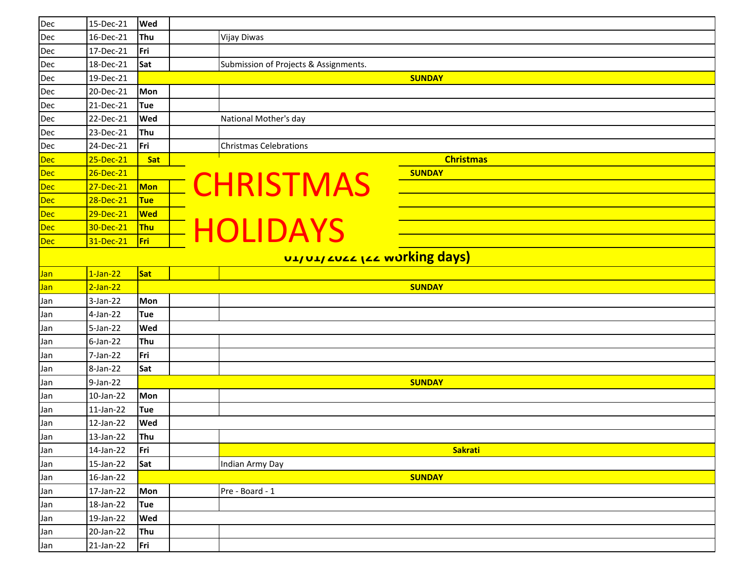| | | | | |
|---|---|---|---|---|
| Dec | 15-Dec-21 | Wed | | |
| Dec | 16-Dec-21 | Thu | | Vijay Diwas |
| Dec | 17-Dec-21 | Fri | | |
| Dec | 18-Dec-21 | Sat | | Submission of Projects & Assignments. |
| Dec | 19-Dec-21 | SUNDAY | | |
| Dec | 20-Dec-21 | Mon | | |
| Dec | 21-Dec-21 | Tue | | |
| Dec | 22-Dec-21 | Wed | | National Mother's day |
| Dec | 23-Dec-21 | Thu | | |
| Dec | 24-Dec-21 | Fri | | Christmas Celebrations |
| Dec | 25-Dec-21 | Sat | CHRISTMAS HOLIDAYS | Christmas |
| Dec | 26-Dec-21 | | | SUNDAY |
| Dec | 27-Dec-21 | Mon | | |
| Dec | 28-Dec-21 | Tue | | |
| Dec | 29-Dec-21 | Wed | | |
| Dec | 30-Dec-21 | Thu | | |
| Dec | 31-Dec-21 | Fri | | |
| 01/01/2022 (22 working days) | | | | |
| Jan | 1-Jan-22 | Sat | | |
| Jan | 2-Jan-22 | SUNDAY | | |
| Jan | 3-Jan-22 | Mon | | |
| Jan | 4-Jan-22 | Tue | | |
| Jan | 5-Jan-22 | Wed | | |
| Jan | 6-Jan-22 | Thu | | |
| Jan | 7-Jan-22 | Fri | | |
| Jan | 8-Jan-22 | Sat | | |
| Jan | 9-Jan-22 | SUNDAY | | |
| Jan | 10-Jan-22 | Mon | | |
| Jan | 11-Jan-22 | Tue | | |
| Jan | 12-Jan-22 | Wed | | |
| Jan | 13-Jan-22 | Thu | | |
| Jan | 14-Jan-22 | Fri | | Sakrati |
| Jan | 15-Jan-22 | Sat | | Indian Army Day |
| Jan | 16-Jan-22 | SUNDAY | | |
| Jan | 17-Jan-22 | Mon | | Pre - Board - 1 |
| Jan | 18-Jan-22 | Tue | | |
| Jan | 19-Jan-22 | Wed | | |
| Jan | 20-Jan-22 | Thu | | |
| Jan | 21-Jan-22 | Fri | | |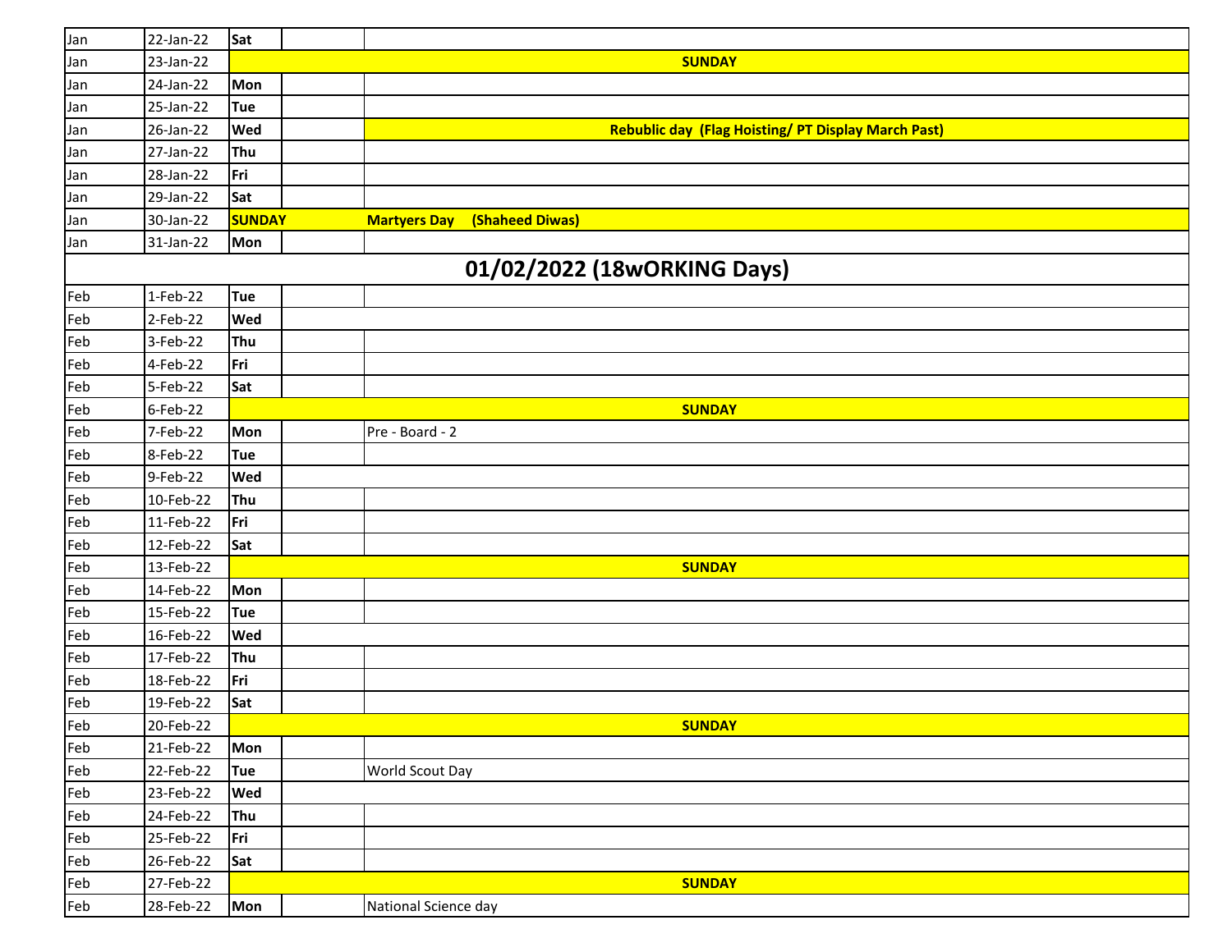| | | | | |
|---|---|---|---|---|
| Jan | 22-Jan-22 | Sat | | |
| Jan | 23-Jan-22 | SUNDAY | | |
| Jan | 24-Jan-22 | Mon | | |
| Jan | 25-Jan-22 | Tue | | |
| Jan | 26-Jan-22 | Wed | | Rebublic day (Flag Hoisting/ PT Display March Past) |
| Jan | 27-Jan-22 | Thu | | |
| Jan | 28-Jan-22 | Fri | | |
| Jan | 29-Jan-22 | Sat | | |
| Jan | 30-Jan-22 | SUNDAY | | Martyers Day (Shaheed Diwas) |
| Jan | 31-Jan-22 | Mon | | |
| **01/02/2022 (18wORKING Days)** | | | | |
| Feb | 1-Feb-22 | Tue | | |
| Feb | 2-Feb-22 | Wed | | |
| Feb | 3-Feb-22 | Thu | | |
| Feb | 4-Feb-22 | Fri | | |
| Feb | 5-Feb-22 | Sat | | |
| Feb | 6-Feb-22 | SUNDAY | | |
| Feb | 7-Feb-22 | Mon | | Pre - Board - 2 |
| Feb | 8-Feb-22 | Tue | | |
| Feb | 9-Feb-22 | Wed | | |
| Feb | 10-Feb-22 | Thu | | |
| Feb | 11-Feb-22 | Fri | | |
| Feb | 12-Feb-22 | Sat | | |
| Feb | 13-Feb-22 | SUNDAY | | |
| Feb | 14-Feb-22 | Mon | | |
| Feb | 15-Feb-22 | Tue | | |
| Feb | 16-Feb-22 | Wed | | |
| Feb | 17-Feb-22 | Thu | | |
| Feb | 18-Feb-22 | Fri | | |
| Feb | 19-Feb-22 | Sat | | |
| Feb | 20-Feb-22 | SUNDAY | | |
| Feb | 21-Feb-22 | Mon | | |
| Feb | 22-Feb-22 | Tue | | World Scout Day |
| Feb | 23-Feb-22 | Wed | | |
| Feb | 24-Feb-22 | Thu | | |
| Feb | 25-Feb-22 | Fri | | |
| Feb | 26-Feb-22 | Sat | | |
| Feb | 27-Feb-22 | SUNDAY | | |
| Feb | 28-Feb-22 | Mon | | National Science day |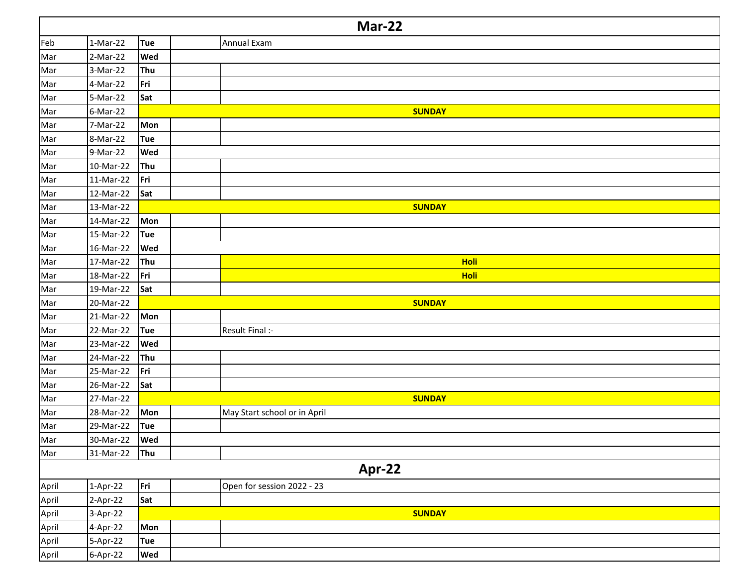| Mar-22 | | | | |
|---|---|---|---|---|
| Feb | 1-Mar-22 | **Tue** | | Annual Exam |
| Mar | 2-Mar-22 | **Wed** | | |
| Mar | 3-Mar-22 | **Thu** | | |
| Mar | 4-Mar-22 | **Fri** | | |
| Mar | 5-Mar-22 | **Sat** | | |
| Mar | 6-Mar-22 | **SUNDAY** | | |
| Mar | 7-Mar-22 | **Mon** | | |
| Mar | 8-Mar-22 | **Tue** | | |
| Mar | 9-Mar-22 | **Wed** | | |
| Mar | 10-Mar-22 | **Thu** | | |
| Mar | 11-Mar-22 | **Fri** | | |
| Mar | 12-Mar-22 | **Sat** | | |
| Mar | 13-Mar-22 | **SUNDAY** | | |
| Mar | 14-Mar-22 | **Mon** | | |
| Mar | 15-Mar-22 | **Tue** | | |
| Mar | 16-Mar-22 | **Wed** | | |
| Mar | 17-Mar-22 | **Thu** | | **Holi** |
| Mar | 18-Mar-22 | **Fri** | | **Holi** |
| Mar | 19-Mar-22 | **Sat** | | |
| Mar | 20-Mar-22 | **SUNDAY** | | |
| Mar | 21-Mar-22 | **Mon** | | |
| Mar | 22-Mar-22 | **Tue** | | Result Final :- |
| Mar | 23-Mar-22 | **Wed** | | |
| Mar | 24-Mar-22 | **Thu** | | |
| Mar | 25-Mar-22 | **Fri** | | |
| Mar | 26-Mar-22 | **Sat** | | |
| Mar | 27-Mar-22 | **SUNDAY** | | |
| Mar | 28-Mar-22 | **Mon** | | May Start school or in April |
| Mar | 29-Mar-22 | **Tue** | | |
| Mar | 30-Mar-22 | **Wed** | | |
| Mar | 31-Mar-22 | **Thu** | | |
| **Apr-22** | | | | |
| April | 1-Apr-22 | **Fri** | | Open for session 2022 - 23 |
| April | 2-Apr-22 | **Sat** | | |
| April | 3-Apr-22 | **SUNDAY** | | |
| April | 4-Apr-22 | **Mon** | | |
| April | 5-Apr-22 | **Tue** | | |
| April | 6-Apr-22 | **Wed** | | |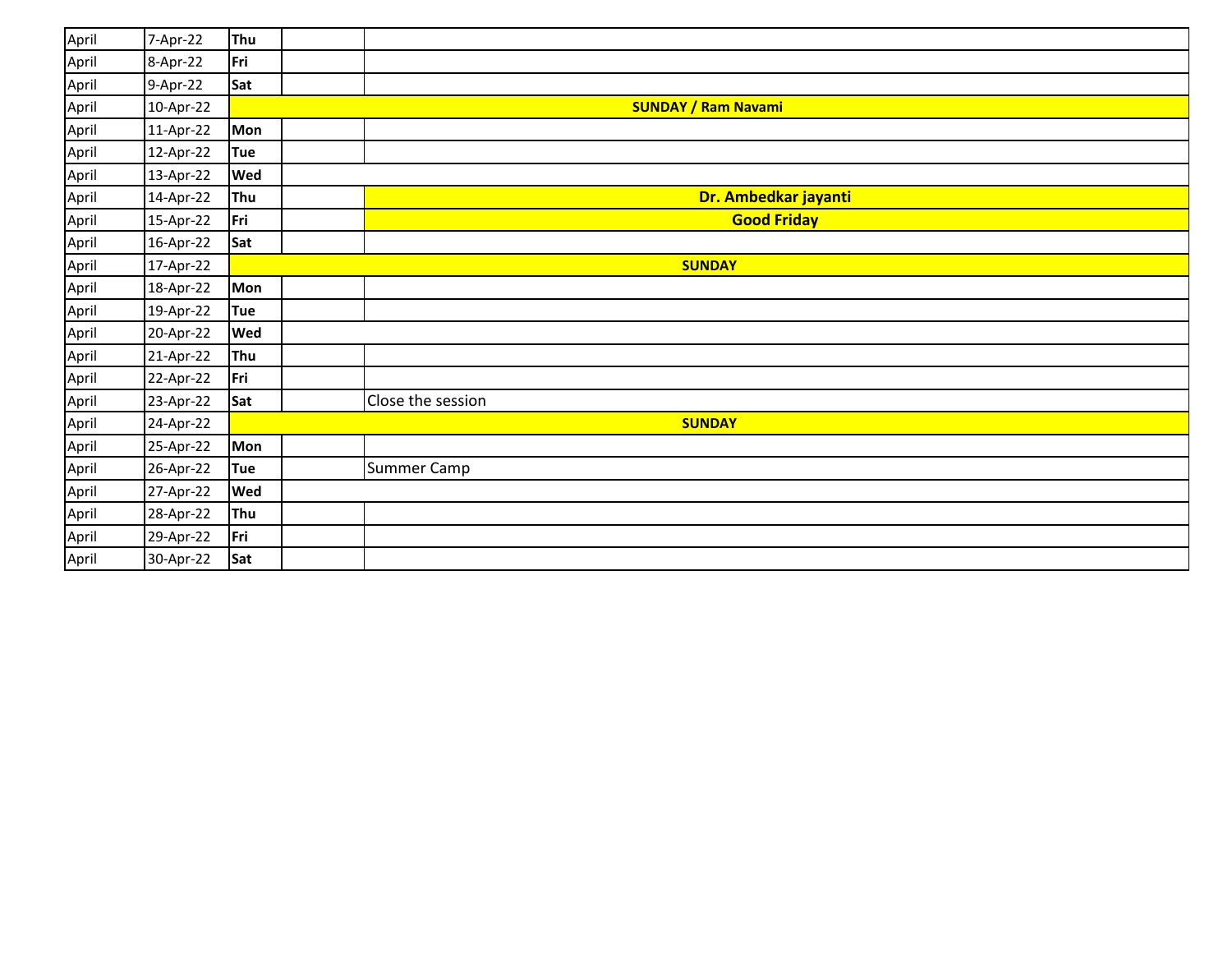| | | | | |
|---|---|---|---|---|
| April | 7-Apr-22 | **Thu** | | |
| April | 8-Apr-22 | **Fri** | | |
| April | 9-Apr-22 | **Sat** | | |
| April | 10-Apr-22 | **SUNDAY / Ram Navami** | | |
| April | 11-Apr-22 | **Mon** | | |
| April | 12-Apr-22 | **Tue** | | |
| April | 13-Apr-22 | **Wed** | | |
| April | 14-Apr-22 | **Thu** | | **Dr. Ambedkar jayanti** |
| April | 15-Apr-22 | **Fri** | | **Good Friday** |
| April | 16-Apr-22 | **Sat** | | |
| April | 17-Apr-22 | **SUNDAY** | | |
| April | 18-Apr-22 | **Mon** | | |
| April | 19-Apr-22 | **Tue** | | |
| April | 20-Apr-22 | **Wed** | | |
| April | 21-Apr-22 | **Thu** | | |
| April | 22-Apr-22 | **Fri** | | |
| April | 23-Apr-22 | **Sat** | | Close the session |
| April | 24-Apr-22 | **SUNDAY** | | |
| April | 25-Apr-22 | **Mon** | | |
| April | 26-Apr-22 | **Tue** | | Summer Camp |
| April | 27-Apr-22 | **Wed** | | |
| April | 28-Apr-22 | **Thu** | | |
| April | 29-Apr-22 | **Fri** | | |
| April | 30-Apr-22 | **Sat** | | |